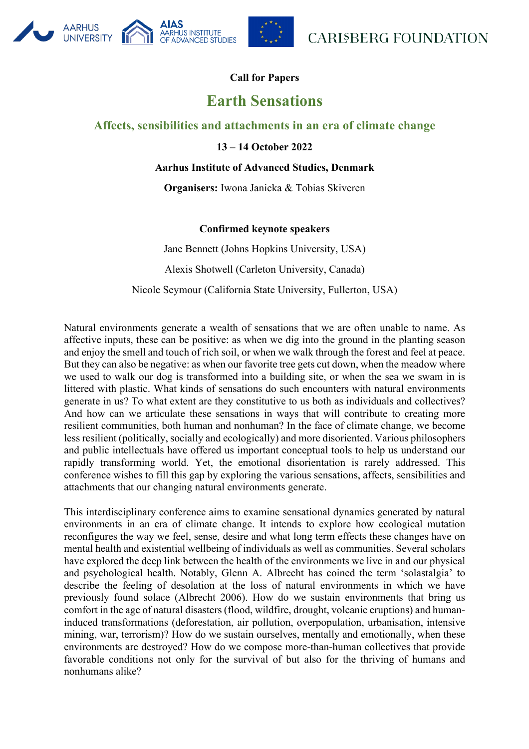**Call for Papers**

# Earth Sensations

## Affects, sensibilities and attachments in an era of climate change

**13 – 14 October 2022**

**Aarhus Institute of Advanced Studies, Denmark**

**Organisers:** Iwona Janicka & Tobias Skiveren

**Confirmed keynote speakers**

Jane Bennett (Johns Hopkins University, USA)

Alexis Shotwell (Carleton University, Canada)

Nicole Seymour (California State University, Fullerton, USA)

Natural environments generate a wealth of sensations that we are often unable to name. As affective inputs, these can be positive: as when we dig into the ground in the planting season and enjoy the smell and touch of rich soil, or when we walk through the forest and feel at peace. But they can also be negative: as when our favorite tree gets cut down, when the meadow where we used to walk our dog is transformed into a building site, or when the sea we swam in is littered with plastic. What kinds of sensations do such encounters with natural environments generate in us? To what extent are they constitutive to us both as individuals and collectives? And how can we articulate these sensations in ways that will contribute to creating more resilient communities, both human and nonhuman? In the face of climate change, we become less resilient (politically, socially and ecologically) and more disoriented. Various philosophers and public intellectuals have offered us important conceptual tools to help us understand our rapidly transforming world. Yet, the emotional disorientation is rarely addressed. This conference wishes to fill this gap by exploring the various sensations, affects, sensibilities and attachments that our changing natural environments generate.

This interdisciplinary conference aims to examine sensational dynamics generated by natural environments in an era of climate change. It intends to explore how ecological mutation reconfigures the way we feel, sense, desire and what long term effects these changes have on mental health and existential wellbeing of individuals as well as communities. Several scholars have explored the deep link between the health of the environments we live in and our physical and psychological health. Notably, Glenn A. Albrecht has coined the term 'solastalgia' to describe the feeling of desolation at the loss of natural environments in which we have previously found solace (Albrecht 2006). How do we sustain environments that bring us comfort in the age of natural disasters (flood, wildfire, drought, volcanic eruptions) and human-induced transformations (deforestation, air pollution, overpopulation, urbanisation, intensive mining, war, terrorism)? How do we sustain ourselves, mentally and emotionally, when these environments are destroyed? How do we compose more-than-human collectives that provide favorable conditions not only for the survival of but also for the thriving of humans and nonhumans alike?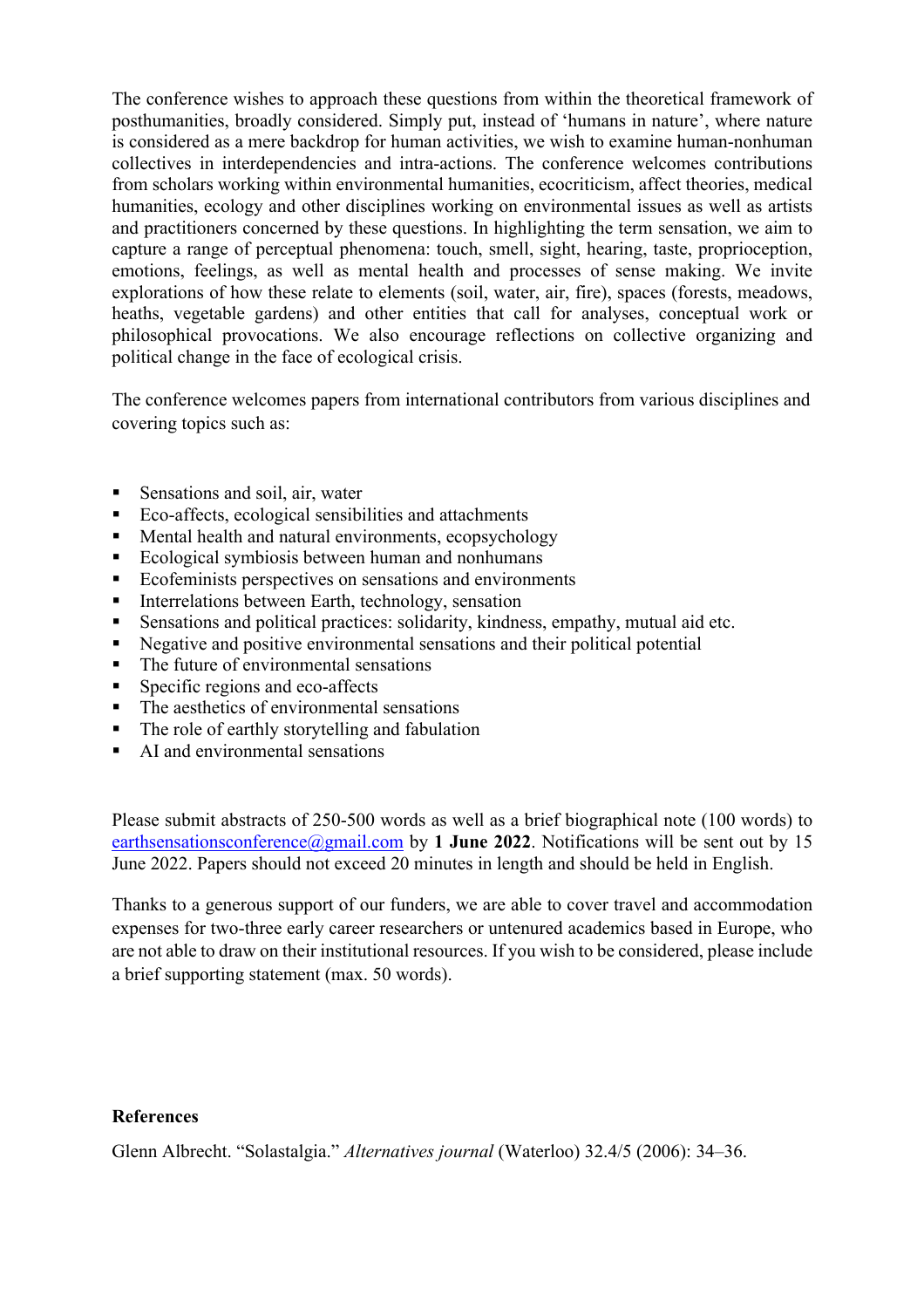The conference wishes to approach these questions from within the theoretical framework of posthumanities, broadly considered. Simply put, instead of 'humans in nature', where nature is considered as a mere backdrop for human activities, we wish to examine human-nonhuman collectives in interdependencies and intra-actions. The conference welcomes contributions from scholars working within environmental humanities, ecocriticism, affect theories, medical humanities, ecology and other disciplines working on environmental issues as well as artists and practitioners concerned by these questions. In highlighting the term sensation, we aim to capture a range of perceptual phenomena: touch, smell, sight, hearing, taste, proprioception, emotions, feelings, as well as mental health and processes of sense making. We invite explorations of how these relate to elements (soil, water, air, fire), spaces (forests, meadows, heaths, vegetable gardens) and other entities that call for analyses, conceptual work or philosophical provocations. We also encourage reflections on collective organizing and political change in the face of ecological crisis.

The conference welcomes papers from international contributors from various disciplines and covering topics such as:

- Sensations and soil, air, water
- Eco-affects, ecological sensibilities and attachments
- Mental health and natural environments, ecopsychology
- Ecological symbiosis between human and nonhumans
- Ecofeminists perspectives on sensations and environments
- Interrelations between Earth, technology, sensation
- Sensations and political practices: solidarity, kindness, empathy, mutual aid etc.
- Negative and positive environmental sensations and their political potential
- The future of environmental sensations
- Specific regions and eco-affects
- The aesthetics of environmental sensations
- The role of earthly storytelling and fabulation
- AI and environmental sensations

Please submit abstracts of 250-500 words as well as a brief biographical note (100 words) to earthsensationsconference@gmail.com by **1 June 2022**. Notifications will be sent out by 15 June 2022. Papers should not exceed 20 minutes in length and should be held in English.

Thanks to a generous support of our funders, we are able to cover travel and accommodation expenses for two-three early career researchers or untenured academics based in Europe, who are not able to draw on their institutional resources. If you wish to be considered, please include a brief supporting statement (max. 50 words).

**References**

Glenn Albrecht. "Solastalgia." *Alternatives journal* (Waterloo) 32.4/5 (2006): 34–36.